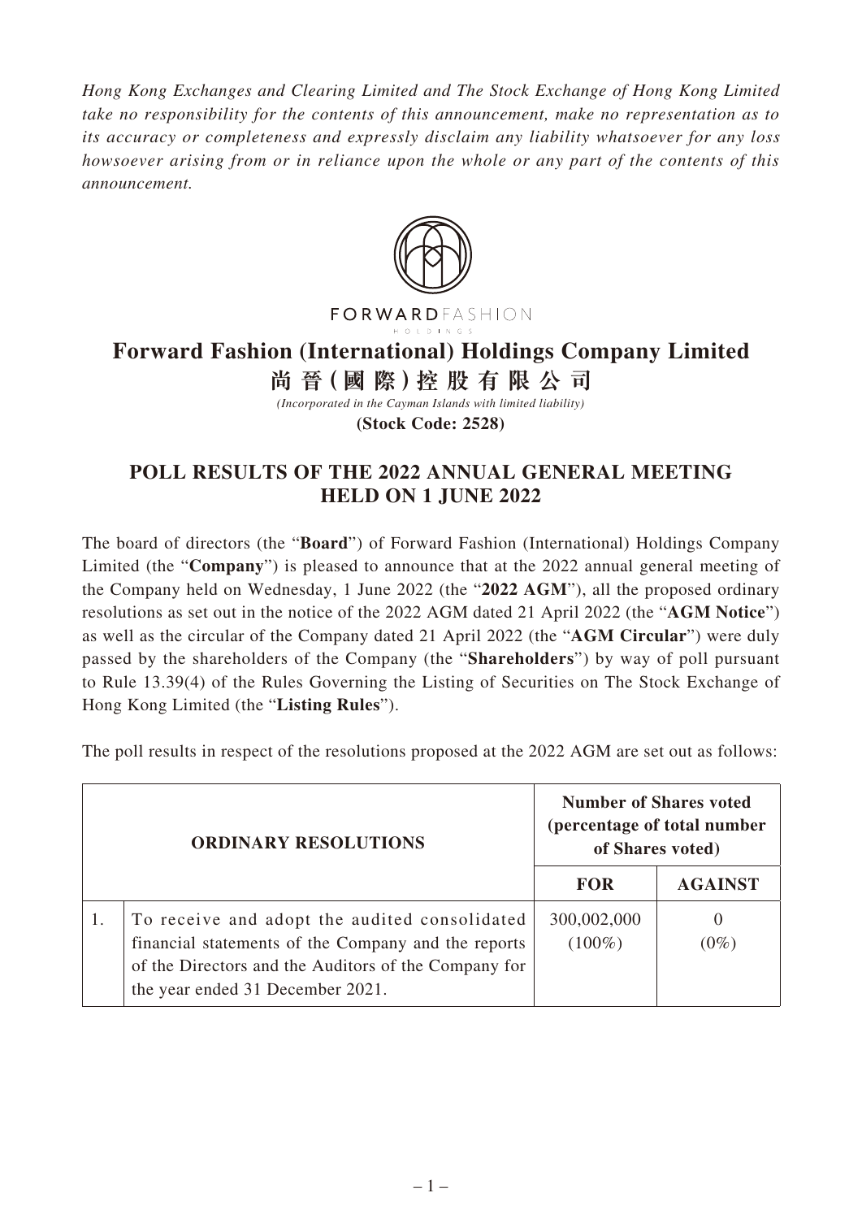*Hong Kong Exchanges and Clearing Limited and The Stock Exchange of Hong Kong Limited take no responsibility for the contents of this announcement, make no representation as to its accuracy or completeness and expressly disclaim any liability whatsoever for any loss howsoever arising from or in reliance upon the whole or any part of the contents of this announcement.*

FORWARDFASHION
HOLDINGS

# Forward Fashion (International) Holdings Company Limited
# 尚晉(國際)控股有限公司

*(Incorporated in the Cayman Islands with limited liability)*

**(Stock Code: 2528)**

## POLL RESULTS OF THE 2022 ANNUAL GENERAL MEETING HELD ON 1 JUNE 2022

The board of directors (the "**Board**") of Forward Fashion (International) Holdings Company Limited (the "**Company**") is pleased to announce that at the 2022 annual general meeting of the Company held on Wednesday, 1 June 2022 (the "**2022 AGM**"), all the proposed ordinary resolutions as set out in the notice of the 2022 AGM dated 21 April 2022 (the "**AGM Notice**") as well as the circular of the Company dated 21 April 2022 (the "**AGM Circular**") were duly passed by the shareholders of the Company (the "**Shareholders**") by way of poll pursuant to Rule 13.39(4) of the Rules Governing the Listing of Securities on The Stock Exchange of Hong Kong Limited (the "**Listing Rules**").

The poll results in respect of the resolutions proposed at the 2022 AGM are set out as follows:

| | **ORDINARY RESOLUTIONS** | **Number of Shares voted (percentage of total number of Shares voted)** | |
|---|---|---|---|
| | | **FOR** | **AGAINST** |
| 1. | To receive and adopt the audited consolidated financial statements of the Company and the reports of the Directors and the Auditors of the Company for the year ended 31 December 2021. | 300,002,000 (100%) | 0 (0%) |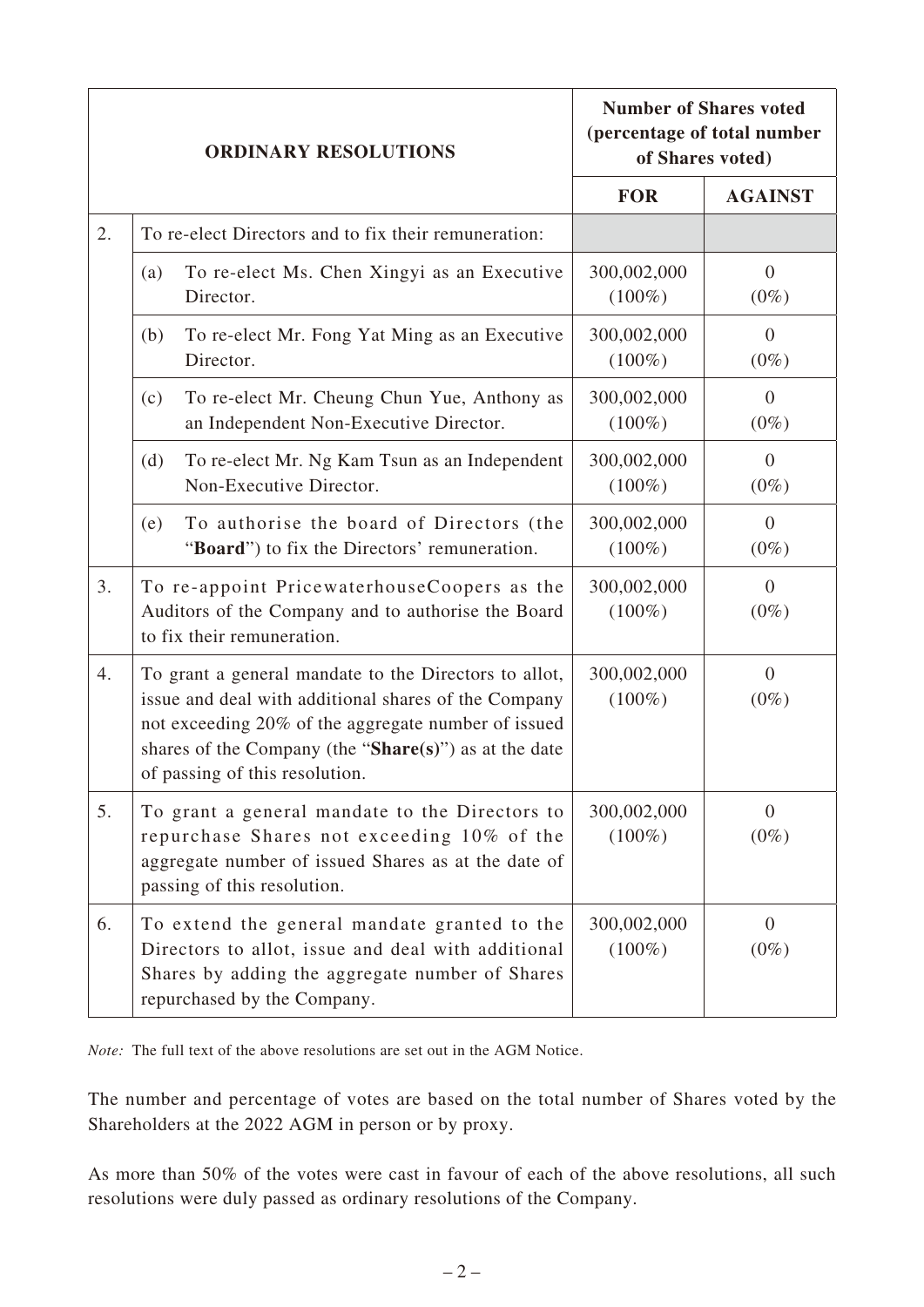| | ORDINARY RESOLUTIONS | Number of Shares voted (percentage of total number of Shares voted) | |
|---|---|---|---|
| | | **FOR** | **AGAINST** |
| 2. | To re-elect Directors and to fix their remuneration: | | |
| | (a) To re-elect Ms. Chen Xingyi as an Executive Director. | 300,002,000 (100%) | 0 (0%) |
| | (b) To re-elect Mr. Fong Yat Ming as an Executive Director. | 300,002,000 (100%) | 0 (0%) |
| | (c) To re-elect Mr. Cheung Chun Yue, Anthony as an Independent Non-Executive Director. | 300,002,000 (100%) | 0 (0%) |
| | (d) To re-elect Mr. Ng Kam Tsun as an Independent Non-Executive Director. | 300,002,000 (100%) | 0 (0%) |
| | (e) To authorise the board of Directors (the "**Board**") to fix the Directors' remuneration. | 300,002,000 (100%) | 0 (0%) |
| 3. | To re-appoint PricewaterhouseCoopers as the Auditors of the Company and to authorise the Board to fix their remuneration. | 300,002,000 (100%) | 0 (0%) |
| 4. | To grant a general mandate to the Directors to allot, issue and deal with additional shares of the Company not exceeding 20% of the aggregate number of issued shares of the Company (the "**Share(s)**") as at the date of passing of this resolution. | 300,002,000 (100%) | 0 (0%) |
| 5. | To grant a general mandate to the Directors to repurchase Shares not exceeding 10% of the aggregate number of issued Shares as at the date of passing of this resolution. | 300,002,000 (100%) | 0 (0%) |
| 6. | To extend the general mandate granted to the Directors to allot, issue and deal with additional Shares by adding the aggregate number of Shares repurchased by the Company. | 300,002,000 (100%) | 0 (0%) |

*Note:* The full text of the above resolutions are set out in the AGM Notice.

The number and percentage of votes are based on the total number of Shares voted by the Shareholders at the 2022 AGM in person or by proxy.

As more than 50% of the votes were cast in favour of each of the above resolutions, all such resolutions were duly passed as ordinary resolutions of the Company.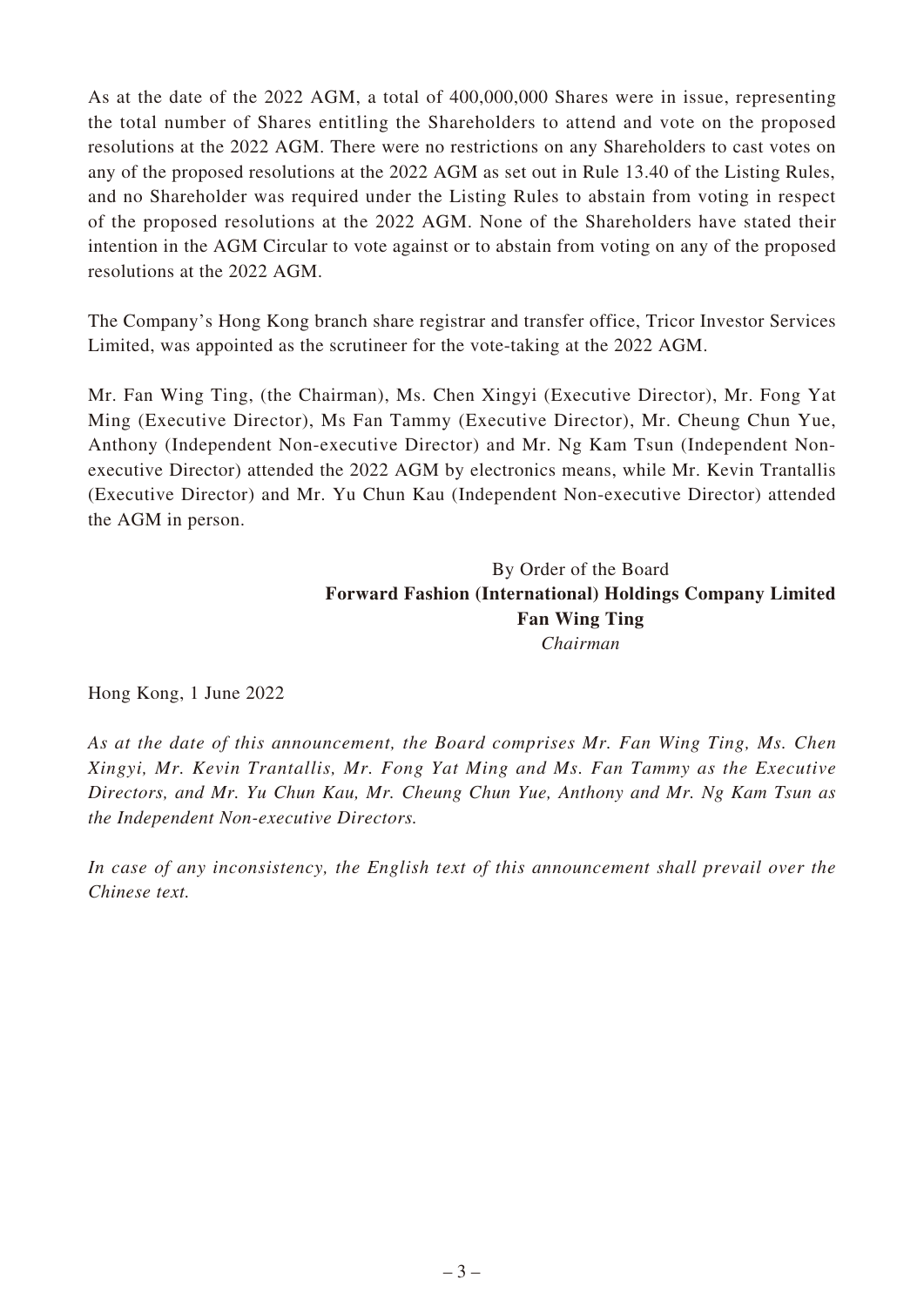As at the date of the 2022 AGM, a total of 400,000,000 Shares were in issue, representing the total number of Shares entitling the Shareholders to attend and vote on the proposed resolutions at the 2022 AGM. There were no restrictions on any Shareholders to cast votes on any of the proposed resolutions at the 2022 AGM as set out in Rule 13.40 of the Listing Rules, and no Shareholder was required under the Listing Rules to abstain from voting in respect of the proposed resolutions at the 2022 AGM. None of the Shareholders have stated their intention in the AGM Circular to vote against or to abstain from voting on any of the proposed resolutions at the 2022 AGM.

The Company's Hong Kong branch share registrar and transfer office, Tricor Investor Services Limited, was appointed as the scrutineer for the vote-taking at the 2022 AGM.

Mr. Fan Wing Ting, (the Chairman), Ms. Chen Xingyi (Executive Director), Mr. Fong Yat Ming (Executive Director), Ms Fan Tammy (Executive Director), Mr. Cheung Chun Yue, Anthony (Independent Non-executive Director) and Mr. Ng Kam Tsun (Independent Non-executive Director) attended the 2022 AGM by electronics means, while Mr. Kevin Trantallis (Executive Director) and Mr. Yu Chun Kau (Independent Non-executive Director) attended the AGM in person.

By Order of the Board
**Forward Fashion (International) Holdings Company Limited**
**Fan Wing Ting**
*Chairman*

Hong Kong, 1 June 2022

*As at the date of this announcement, the Board comprises Mr. Fan Wing Ting, Ms. Chen Xingyi, Mr. Kevin Trantallis, Mr. Fong Yat Ming and Ms. Fan Tammy as the Executive Directors, and Mr. Yu Chun Kau, Mr. Cheung Chun Yue, Anthony and Mr. Ng Kam Tsun as the Independent Non-executive Directors.*

*In case of any inconsistency, the English text of this announcement shall prevail over the Chinese text.*